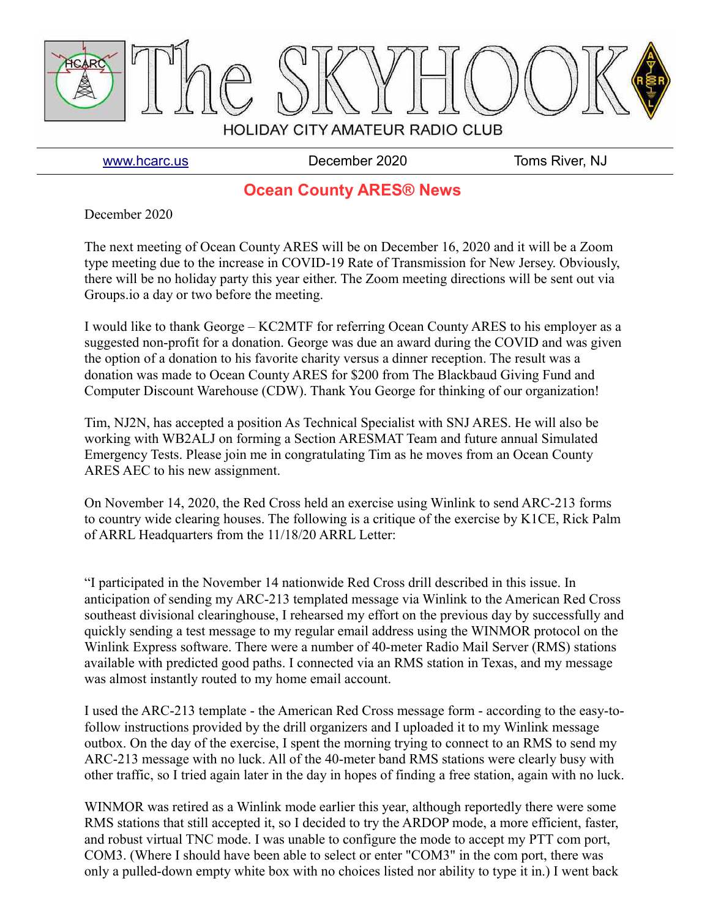# The SKYHOOK

HOLIDAY CITY AMATEUR RADIO CLUB

www.hcarc.us | December 2020 | Toms River, NJ

## Ocean County ARES® News

December 2020

The next meeting of Ocean County ARES will be on December 16, 2020 and it will be a Zoom type meeting due to the increase in COVID-19 Rate of Transmission for New Jersey. Obviously, there will be no holiday party this year either. The Zoom meeting directions will be sent out via Groups.io a day or two before the meeting.

I would like to thank George – KC2MTF for referring Ocean County ARES to his employer as a suggested non-profit for a donation. George was due an award during the COVID and was given the option of a donation to his favorite charity versus a dinner reception. The result was a donation was made to Ocean County ARES for $200 from The Blackbaud Giving Fund and Computer Discount Warehouse (CDW). Thank You George for thinking of our organization!

Tim, NJ2N, has accepted a position As Technical Specialist with SNJ ARES. He will also be working with WB2ALJ on forming a Section ARESMAT Team and future annual Simulated Emergency Tests. Please join me in congratulating Tim as he moves from an Ocean County ARES AEC to his new assignment.

On November 14, 2020, the Red Cross held an exercise using Winlink to send ARC-213 forms to country wide clearing houses. The following is a critique of the exercise by K1CE, Rick Palm of ARRL Headquarters from the 11/18/20 ARRL Letter:

"I participated in the November 14 nationwide Red Cross drill described in this issue. In anticipation of sending my ARC-213 templated message via Winlink to the American Red Cross southeast divisional clearinghouse, I rehearsed my effort on the previous day by successfully and quickly sending a test message to my regular email address using the WINMOR protocol on the Winlink Express software. There were a number of 40-meter Radio Mail Server (RMS) stations available with predicted good paths. I connected via an RMS station in Texas, and my message was almost instantly routed to my home email account.

I used the ARC-213 template - the American Red Cross message form - according to the easy-to-follow instructions provided by the drill organizers and I uploaded it to my Winlink message outbox. On the day of the exercise, I spent the morning trying to connect to an RMS to send my ARC-213 message with no luck. All of the 40-meter band RMS stations were clearly busy with other traffic, so I tried again later in the day in hopes of finding a free station, again with no luck.

WINMOR was retired as a Winlink mode earlier this year, although reportedly there were some RMS stations that still accepted it, so I decided to try the ARDOP mode, a more efficient, faster, and robust virtual TNC mode. I was unable to configure the mode to accept my PTT com port, COM3. (Where I should have been able to select or enter "COM3" in the com port, there was only a pulled-down empty white box with no choices listed nor ability to type it in.) I went back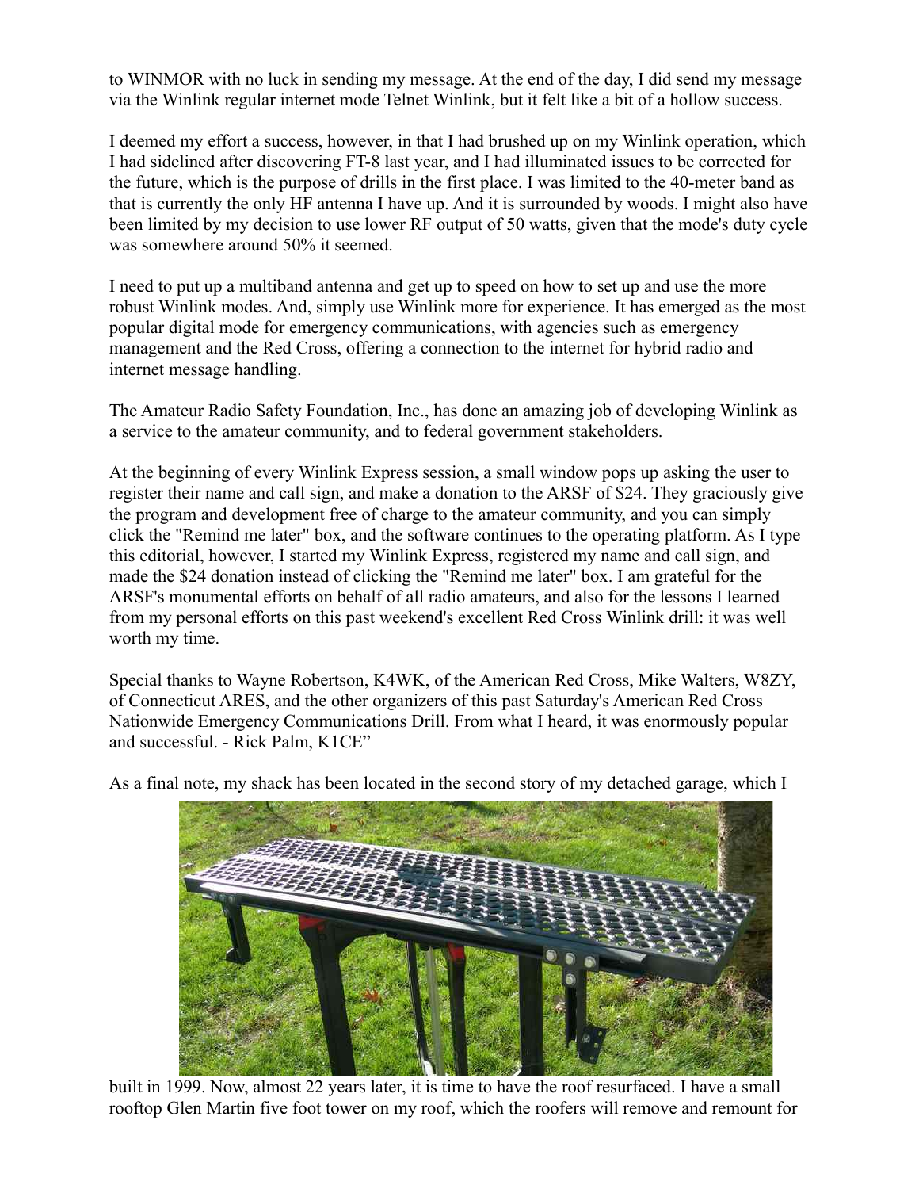to WINMOR with no luck in sending my message. At the end of the day, I did send my message via the Winlink regular internet mode Telnet Winlink, but it felt like a bit of a hollow success.

I deemed my effort a success, however, in that I had brushed up on my Winlink operation, which I had sidelined after discovering FT-8 last year, and I had illuminated issues to be corrected for the future, which is the purpose of drills in the first place. I was limited to the 40-meter band as that is currently the only HF antenna I have up. And it is surrounded by woods. I might also have been limited by my decision to use lower RF output of 50 watts, given that the mode's duty cycle was somewhere around 50% it seemed.

I need to put up a multiband antenna and get up to speed on how to set up and use the more robust Winlink modes. And, simply use Winlink more for experience. It has emerged as the most popular digital mode for emergency communications, with agencies such as emergency management and the Red Cross, offering a connection to the internet for hybrid radio and internet message handling.

The Amateur Radio Safety Foundation, Inc., has done an amazing job of developing Winlink as a service to the amateur community, and to federal government stakeholders.

At the beginning of every Winlink Express session, a small window pops up asking the user to register their name and call sign, and make a donation to the ARSF of $24. They graciously give the program and development free of charge to the amateur community, and you can simply click the "Remind me later" box, and the software continues to the operating platform. As I type this editorial, however, I started my Winlink Express, registered my name and call sign, and made the $24 donation instead of clicking the "Remind me later" box. I am grateful for the ARSF's monumental efforts on behalf of all radio amateurs, and also for the lessons I learned from my personal efforts on this past weekend's excellent Red Cross Winlink drill: it was well worth my time.

Special thanks to Wayne Robertson, K4WK, of the American Red Cross, Mike Walters, W8ZY, of Connecticut ARES, and the other organizers of this past Saturday's American Red Cross Nationwide Emergency Communications Drill. From what I heard, it was enormously popular and successful. - Rick Palm, K1CE"

As a final note, my shack has been located in the second story of my detached garage, which I built in 1999. Now, almost 22 years later, it is time to have the roof resurfaced. I have a small rooftop Glen Martin five foot tower on my roof, which the roofers will remove and remount for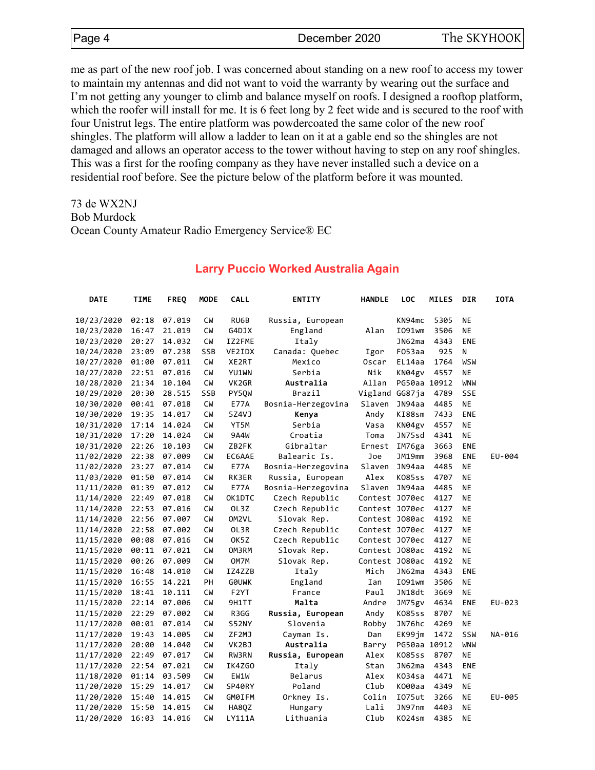me as part of the new roof job. I was concerned about standing on a new roof to access my tower to maintain my antennas and did not want to void the warranty by wearing out the surface and I'm not getting any younger to climb and balance myself on roofs. I designed a rooftop platform, which the roofer will install for me. It is 6 feet long by 2 feet wide and is secured to the roof with four Unistrut legs. The entire platform was powdercoated the same color of the new roof shingles. The platform will allow a ladder to lean on it at a gable end so the shingles are not damaged and allows an operator access to the tower without having to step on any roof shingles. This was a first for the roofing company as they have never installed such a device on a residential roof before. See the picture below of the platform before it was mounted.

73 de WX2NJ
Bob Murdock
Ocean County Amateur Radio Emergency Service® EC

## Larry Puccio Worked Australia Again

| DATE | TIME | FREQ | MODE | CALL | ENTITY | HANDLE | LOC | MILES | DIR | IOTA |
|---|---|---|---|---|---|---|---|---|---|---|
| 10/23/2020 | 02:18 | 07.019 | CW | RU6B | Russia, European | | KN94mc | 5305 | NE | |
| 10/23/2020 | 16:47 | 21.019 | CW | G4DJX | England | Alan | IO91wm | 3506 | NE | |
| 10/23/2020 | 20:27 | 14.032 | CW | IZ2FME | Italy | | JN62ma | 4343 | ENE | |
| 10/24/2020 | 23:09 | 07.238 | SSB | VE2IDX | Canada: Quebec | Igor | FO53aa | 925 | N | |
| 10/27/2020 | 01:00 | 07.011 | CW | XE2RT | Mexico | Oscar | EL14aa | 1764 | WSW | |
| 10/27/2020 | 22:51 | 07.016 | CW | YU1WN | Serbia | Nik | KN04gv | 4557 | NE | |
| 10/28/2020 | 21:34 | 10.104 | CW | VK2GR | **Australia** | Allan | PG50aa | 10912 | WNW | |
| 10/29/2020 | 20:30 | 28.515 | SSB | PY5QW | Brazil | Vigland | GG87ja | 4789 | SSE | |
| 10/30/2020 | 00:41 | 07.018 | CW | E77A | Bosnia-Herzegovina | Slaven | JN94aa | 4485 | NE | |
| 10/30/2020 | 19:35 | 14.017 | CW | 5Z4VJ | **Kenya** | Andy | KI88sm | 7433 | ENE | |
| 10/31/2020 | 17:14 | 14.024 | CW | YT5M | Serbia | Vasa | KN04gv | 4557 | NE | |
| 10/31/2020 | 17:20 | 14.024 | CW | 9A4W | Croatia | Toma | JN75sd | 4341 | NE | |
| 10/31/2020 | 22:26 | 10.103 | CW | ZB2FK | Gibraltar | Ernest | IM76ga | 3663 | ENE | |
| 11/02/2020 | 22:38 | 07.009 | CW | EC6AAE | Balearic Is. | Joe | JM19mm | 3968 | ENE | EU-004 |
| 11/02/2020 | 23:27 | 07.014 | CW | E77A | Bosnia-Herzegovina | Slaven | JN94aa | 4485 | NE | |
| 11/03/2020 | 01:50 | 07.014 | CW | RK3ER | Russia, European | Alex | KO85ss | 4707 | NE | |
| 11/11/2020 | 01:39 | 07.012 | CW | E77A | Bosnia-Herzegovina | Slaven | JN94aa | 4485 | NE | |
| 11/14/2020 | 22:49 | 07.018 | CW | OK1DTC | Czech Republic | Contest | JO70ec | 4127 | NE | |
| 11/14/2020 | 22:53 | 07.016 | CW | OL3Z | Czech Republic | Contest | JO70ec | 4127 | NE | |
| 11/14/2020 | 22:56 | 07.007 | CW | OM2VL | Slovak Rep. | Contest | JO80ac | 4192 | NE | |
| 11/14/2020 | 22:58 | 07.002 | CW | OL3R | Czech Republic | Contest | JO70ec | 4127 | NE | |
| 11/15/2020 | 00:08 | 07.016 | CW | OK5Z | Czech Republic | Contest | JO70ec | 4127 | NE | |
| 11/15/2020 | 00:11 | 07.021 | CW | OM3RM | Slovak Rep. | Contest | JO80ac | 4192 | NE | |
| 11/15/2020 | 00:26 | 07.009 | CW | OM7M | Slovak Rep. | Contest | JO80ac | 4192 | NE | |
| 11/15/2020 | 16:48 | 14.010 | CW | IZ4ZZB | Italy | Mich | JN62ma | 4343 | ENE | |
| 11/15/2020 | 16:55 | 14.221 | PH | G0UWK | England | Ian | IO91wm | 3506 | NE | |
| 11/15/2020 | 18:41 | 10.111 | CW | F2YT | France | Paul | JN18dt | 3669 | NE | |
| 11/15/2020 | 22:14 | 07.006 | CW | 9H1TT | **Malta** | Andre | JM75gv | 4634 | ENE | EU-023 |
| 11/15/2020 | 22:29 | 07.002 | CW | R3GG | **Russia, European** | Andy | KO85ss | 8707 | NE | |
| 11/17/2020 | 00:01 | 07.014 | CW | S52NY | Slovenia | Robby | JN76hc | 4269 | NE | |
| 11/17/2020 | 19:43 | 14.005 | CW | ZF2MJ | Cayman Is. | Dan | EK99jm | 1472 | SSW | NA-016 |
| 11/17/2020 | 20:00 | 14.040 | CW | VK2BJ | **Australia** | Barry | PG50aa | 10912 | WNW | |
| 11/17/2020 | 22:49 | 07.017 | CW | RW3RN | **Russia, European** | Alex | KO85ss | 8707 | NE | |
| 11/17/2020 | 22:54 | 07.021 | CW | IK4ZGO | Italy | Stan | JN62ma | 4343 | ENE | |
| 11/18/2020 | 01:14 | 03.509 | CW | EW1W | Belarus | Alex | KO34sa | 4471 | NE | |
| 11/20/2020 | 15:29 | 14.017 | CW | SP40RY | Poland | Club | KO00aa | 4349 | NE | |
| 11/20/2020 | 15:40 | 14.015 | CW | GM0IFM | Orkney Is. | Colin | IO75ut | 3266 | NE | EU-005 |
| 11/20/2020 | 15:50 | 14.015 | CW | HA8QZ | Hungary | Lali | JN97nm | 4403 | NE | |
| 11/20/2020 | 16:03 | 14.016 | CW | LY111A | Lithuania | Club | KO24sm | 4385 | NE | |